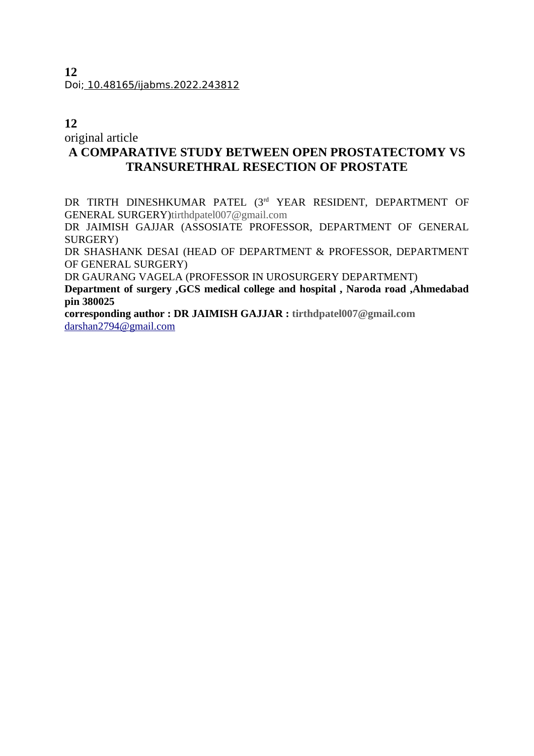**12**

Doi; 10.48165/ijabms.2022.243812

**12**

original article

# A COMPARATIVE STUDY BETWEEN OPEN PROSTATECTOMY VS TRANSURETHRAL RESECTION OF PROSTATE

DR TIRTH DINESHKUMAR PATEL (3rd YEAR RESIDENT, DEPARTMENT OF GENERAL SURGERY)tirthdpatel007@gmail.com

DR JAIMISH GAJJAR (ASSOSIATE PROFESSOR, DEPARTMENT OF GENERAL SURGERY)

DR SHASHANK DESAI (HEAD OF DEPARTMENT & PROFESSOR, DEPARTMENT OF GENERAL SURGERY)

DR GAURANG VAGELA (PROFESSOR IN UROSURGERY DEPARTMENT)

**Department of surgery ,GCS medical college and hospital , Naroda road ,Ahmedabad pin 380025**

**corresponding author : DR JAIMISH GAJJAR : tirthdpatel007@gmail.com**

darshan2794@gmail.com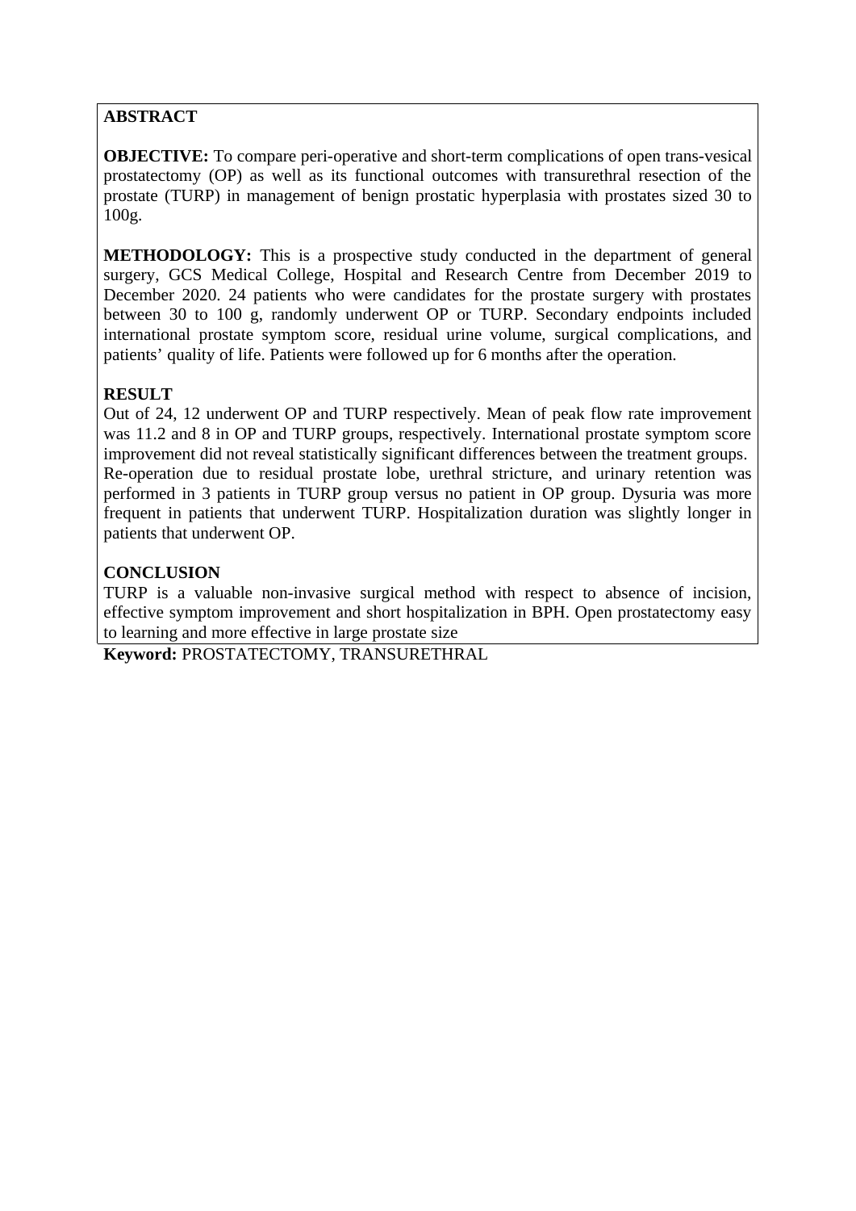## ABSTRACT

**OBJECTIVE:** To compare peri-operative and short-term complications of open trans-vesical prostatectomy (OP) as well as its functional outcomes with transurethral resection of the prostate (TURP) in management of benign prostatic hyperplasia with prostates sized 30 to 100g.

**METHODOLOGY:** This is a prospective study conducted in the department of general surgery, GCS Medical College, Hospital and Research Centre from December 2019 to December 2020. 24 patients who were candidates for the prostate surgery with prostates between 30 to 100 g, randomly underwent OP or TURP. Secondary endpoints included international prostate symptom score, residual urine volume, surgical complications, and patients' quality of life. Patients were followed up for 6 months after the operation.

**RESULT**

Out of 24, 12 underwent OP and TURP respectively. Mean of peak flow rate improvement was 11.2 and 8 in OP and TURP groups, respectively. International prostate symptom score improvement did not reveal statistically significant differences between the treatment groups. Re-operation due to residual prostate lobe, urethral stricture, and urinary retention was performed in 3 patients in TURP group versus no patient in OP group. Dysuria was more frequent in patients that underwent TURP. Hospitalization duration was slightly longer in patients that underwent OP.

**CONCLUSION**

TURP is a valuable non-invasive surgical method with respect to absence of incision, effective symptom improvement and short hospitalization in BPH. Open prostatectomy easy to learning and more effective in large prostate size

**Keyword:** PROSTATECTOMY, TRANSURETHRAL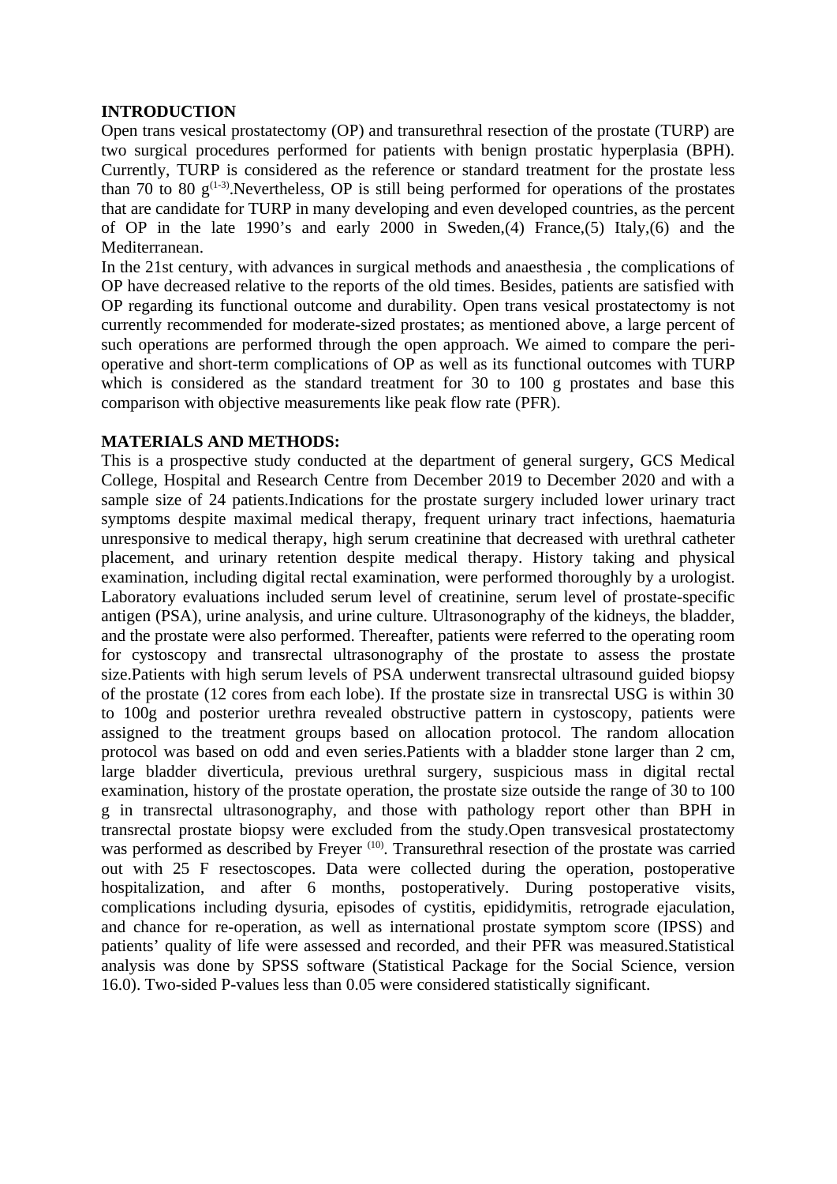**INTRODUCTION**

Open trans vesical prostatectomy (OP) and transurethral resection of the prostate (TURP) are two surgical procedures performed for patients with benign prostatic hyperplasia (BPH). Currently, TURP is considered as the reference or standard treatment for the prostate less than 70 to 80 g[1-3].Nevertheless, OP is still being performed for operations of the prostates that are candidate for TURP in many developing and even developed countries, as the percent of OP in the late 1990's and early 2000 in Sweden,(4) France,(5) Italy,(6) and the Mediterranean.

In the 21st century, with advances in surgical methods and anaesthesia , the complications of OP have decreased relative to the reports of the old times. Besides, patients are satisfied with OP regarding its functional outcome and durability. Open trans vesical prostatectomy is not currently recommended for moderate-sized prostates; as mentioned above, a large percent of such operations are performed through the open approach. We aimed to compare the peri-operative and short-term complications of OP as well as its functional outcomes with TURP which is considered as the standard treatment for 30 to 100 g prostates and base this comparison with objective measurements like peak flow rate (PFR).

**MATERIALS AND METHODS:**

This is a prospective study conducted at the department of general surgery, GCS Medical College, Hospital and Research Centre from December 2019 to December 2020 and with a sample size of 24 patients.Indications for the prostate surgery included lower urinary tract symptoms despite maximal medical therapy, frequent urinary tract infections, haematuria unresponsive to medical therapy, high serum creatinine that decreased with urethral catheter placement, and urinary retention despite medical therapy. History taking and physical examination, including digital rectal examination, were performed thoroughly by a urologist. Laboratory evaluations included serum level of creatinine, serum level of prostate-specific antigen (PSA), urine analysis, and urine culture. Ultrasonography of the kidneys, the bladder, and the prostate were also performed. Thereafter, patients were referred to the operating room for cystoscopy and transrectal ultrasonography of the prostate to assess the prostate size.Patients with high serum levels of PSA underwent transrectal ultrasound guided biopsy of the prostate (12 cores from each lobe). If the prostate size in transrectal USG is within 30 to 100g and posterior urethra revealed obstructive pattern in cystoscopy, patients were assigned to the treatment groups based on allocation protocol. The random allocation protocol was based on odd and even series.Patients with a bladder stone larger than 2 cm, large bladder diverticula, previous urethral surgery, suspicious mass in digital rectal examination, history of the prostate operation, the prostate size outside the range of 30 to 100 g in transrectal ultrasonography, and those with pathology report other than BPH in transrectal prostate biopsy were excluded from the study.Open transvesical prostatectomy was performed as described by Freyer [10]. Transurethral resection of the prostate was carried out with 25 F resectoscopes. Data were collected during the operation, postoperative hospitalization, and after 6 months, postoperatively. During postoperative visits, complications including dysuria, episodes of cystitis, epididymitis, retrograde ejaculation, and chance for re-operation, as well as international prostate symptom score (IPSS) and patients' quality of life were assessed and recorded, and their PFR was measured.Statistical analysis was done by SPSS software (Statistical Package for the Social Science, version 16.0). Two-sided P-values less than 0.05 were considered statistically significant.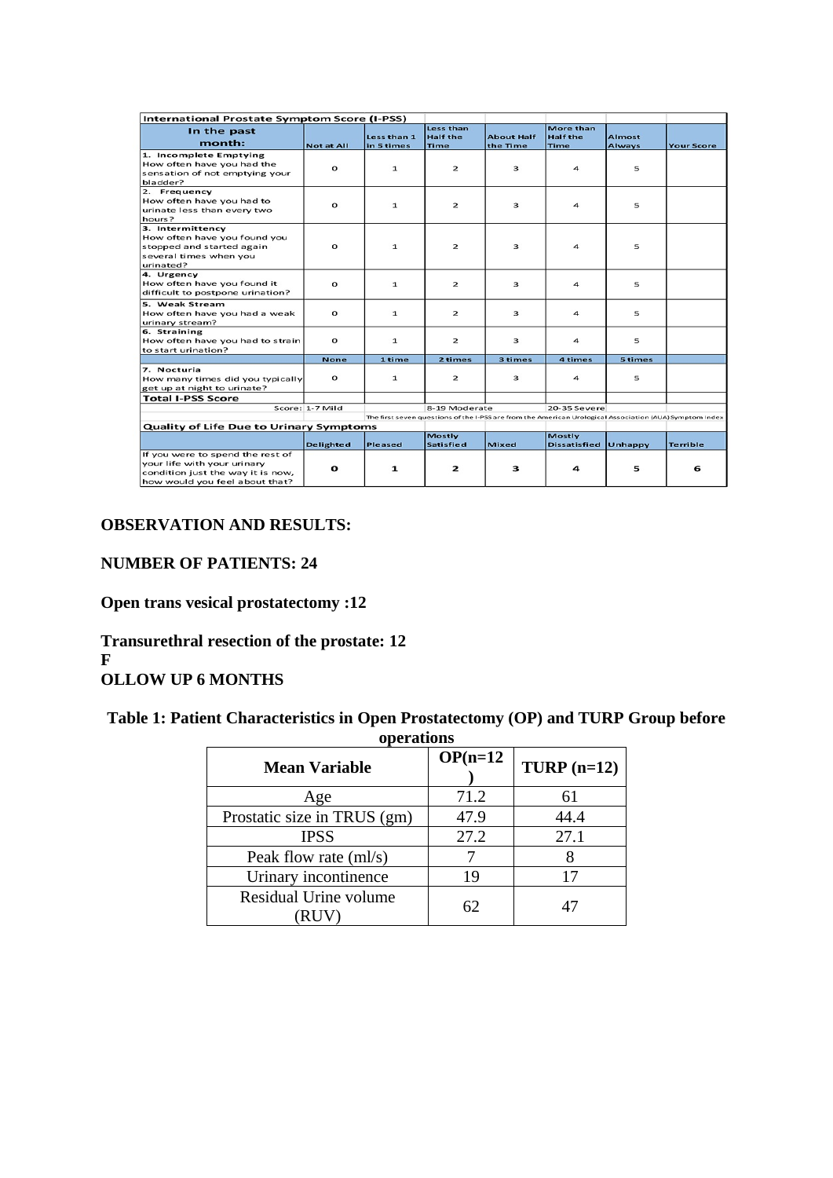| International Prostate Symptom Score (I-PSS) | | | | | | | |
|---|---|---|---|---|---|---|---|
| In the past month: | Not at All | Less than 1 in 5 times | Less than Half the Time | About Half the Time | More than Half the Time | Almost Always | Your Score |
| 1. Incomplete Emptying<br>How often have you had the sensation of not emptying your bladder? | 0 | 1 | 2 | 3 | 4 | 5 | |
| 2. Frequency<br>How often have you had to urinate less than every two hours? | 0 | 1 | 2 | 3 | 4 | 5 | |
| 3. Intermittency<br>How often have you found you stopped and started again several times when you urinated? | 0 | 1 | 2 | 3 | 4 | 5 | |
| 4. Urgency<br>How often have you found it difficult to postpone urination? | 0 | 1 | 2 | 3 | 4 | 5 | |
| 5. Weak Stream<br>How often have you had a weak urinary stream? | 0 | 1 | 2 | 3 | 4 | 5 | |
| 6. Straining<br>How often have you had to strain to start urination? | 0 | 1 | 2 | 3 | 4 | 5 | |
| | None | 1 time | 2 times | 3 times | 4 times | 5 times | |
| 7. Nocturia<br>How many times did you typically get up at night to urinate? | 0 | 1 | 2 | 3 | 4 | 5 | |
| Total I-PSS Score | | | | | | | |
| Score: 1-7 Mild | | | 8-19 Moderate | | 20-35 Severe | | |

The first seven questions of the I-PSS are from the American Urological Association (AUA) Symptom Index

| Quality of Life Due to Urinary Symptoms | Delighted | Pleased | Mostly Satisfied | Mixed | Mostly Dissatisfied | Unhappy | Terrible |
|---|---|---|---|---|---|---|---|
| If you were to spend the rest of your life with your urinary condition just the way it is now, how would you feel about that? | 0 | 1 | 2 | 3 | 4 | 5 | 6 |

**OBSERVATION AND RESULTS:**

**NUMBER OF PATIENTS: 24**

**Open trans vesical prostatectomy :12**

**Transurethral resection of the prostate: 12**

**FOLLOW UP 6 MONTHS**

**Table 1: Patient Characteristics in Open Prostatectomy (OP) and TURP Group before operations**

| Mean Variable | OP(n=12) | TURP (n=12) |
|---|---|---|
| Age | 71.2 | 61 |
| Prostatic size in TRUS (gm) | 47.9 | 44.4 |
| IPSS | 27.2 | 27.1 |
| Peak flow rate (ml/s) | 7 | 8 |
| Urinary incontinence | 19 | 17 |
| Residual Urine volume (RUV) | 62 | 47 |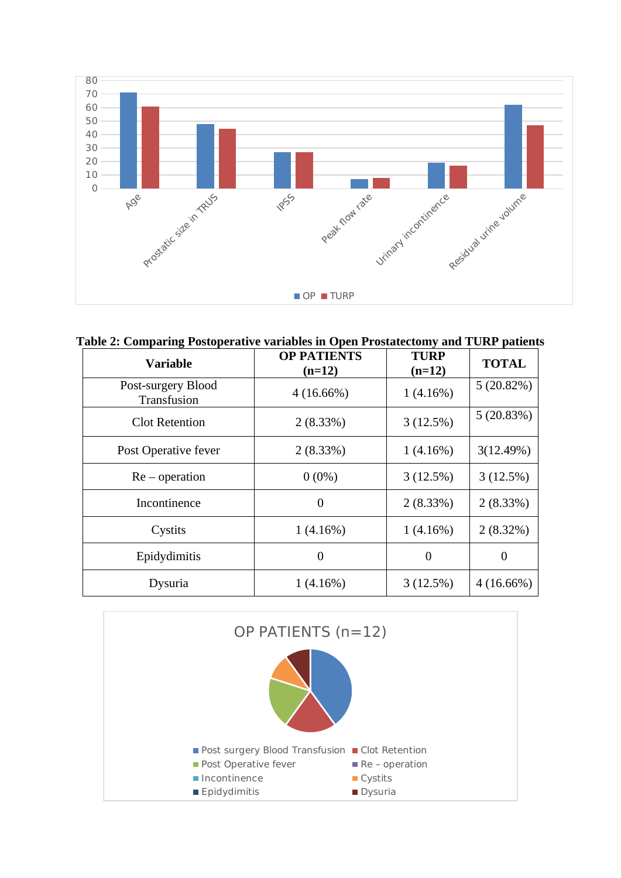**Table 2: Comparing Postoperative variables in Open Prostatectomy and TURP patients**

| Variable | OP PATIENTS (n=12) | TURP (n=12) | TOTAL |
|---|---|---|---|
| Post-surgery Blood Transfusion | 4 (16.66%) | 1 (4.16%) | 5 (20.82%) |
| Clot Retention | 2 (8.33%) | 3 (12.5%) | 5 (20.83%) |
| Post Operative fever | 2 (8.33%) | 1 (4.16%) | 3(12.49%) |
| Re – operation | 0 (0%) | 3 (12.5%) | 3 (12.5%) |
| Incontinence | 0 | 2 (8.33%) | 2 (8.33%) |
| Cystits | 1 (4.16%) | 1 (4.16%) | 2 (8.32%) |
| Epidydimitis | 0 | 0 | 0 |
| Dysuria | 1 (4.16%) | 3 (12.5%) | 4 (16.66%) |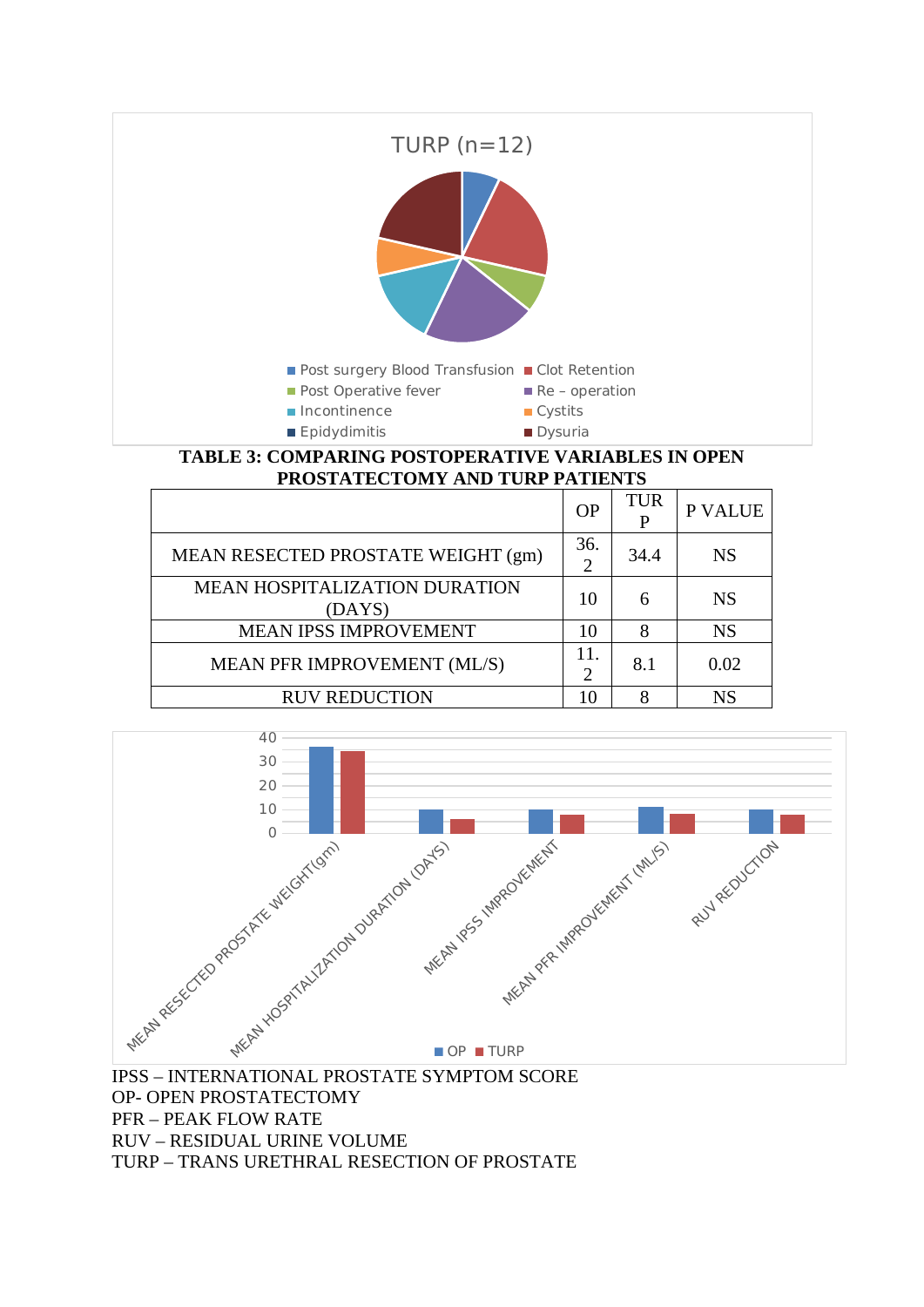TURP (n=12)

- Post surgery Blood Transfusion
- Clot Retention
- Post Operative fever
- Re – operation
- Incontinence
- Cystits
- Epidydimitis
- Dysuria

**TABLE 3: COMPARING POSTOPERATIVE VARIABLES IN OPEN PROSTATECTOMY AND TURP PATIENTS**

| | OP | TURP | P VALUE |
|---|---|---|---|
| MEAN RESECTED PROSTATE WEIGHT (gm) | 36.2 | 34.4 | NS |
| MEAN HOSPITALIZATION DURATION (DAYS) | 10 | 6 | NS |
| MEAN IPSS IMPROVEMENT | 10 | 8 | NS |
| MEAN PFR IMPROVEMENT (ML/S) | 11.2 | 8.1 | 0.02 |
| RUV REDUCTION | 10 | 8 | NS |

IPSS – INTERNATIONAL PROSTATE SYMPTOM SCORE
OP- OPEN PROSTATECTOMY
PFR – PEAK FLOW RATE
RUV – RESIDUAL URINE VOLUME
TURP – TRANS URETHRAL RESECTION OF PROSTATE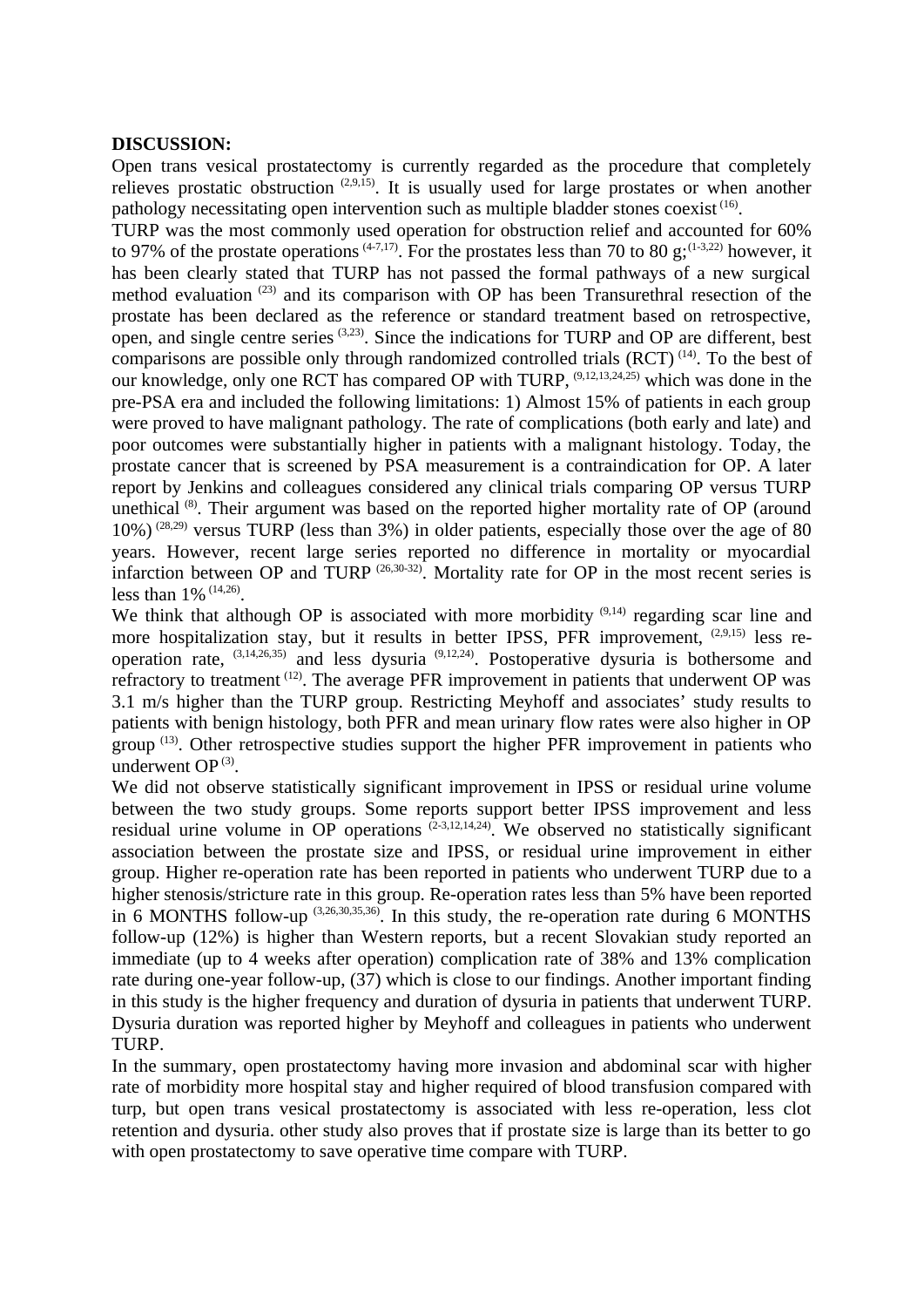**DISCUSSION:**

Open trans vesical prostatectomy is currently regarded as the procedure that completely relieves prostatic obstruction [(2,9,15)]. It is usually used for large prostates or when another pathology necessitating open intervention such as multiple bladder stones coexist [(16)].

TURP was the most commonly used operation for obstruction relief and accounted for 60% to 97% of the prostate operations [(4-7,17)]. For the prostates less than 70 to 80 g;[(1-3,22)] however, it has been clearly stated that TURP has not passed the formal pathways of a new surgical method evaluation [(23)] and its comparison with OP has been Transurethral resection of the prostate has been declared as the reference or standard treatment based on retrospective, open, and single centre series [(3,23)]. Since the indications for TURP and OP are different, best comparisons are possible only through randomized controlled trials (RCT) [(14)]. To the best of our knowledge, only one RCT has compared OP with TURP, [(9,12,13,24,25)] which was done in the pre-PSA era and included the following limitations: 1) Almost 15% of patients in each group were proved to have malignant pathology. The rate of complications (both early and late) and poor outcomes were substantially higher in patients with a malignant histology. Today, the prostate cancer that is screened by PSA measurement is a contraindication for OP. A later report by Jenkins and colleagues considered any clinical trials comparing OP versus TURP unethical [(8)]. Their argument was based on the reported higher mortality rate of OP (around 10%) [(28,29)] versus TURP (less than 3%) in older patients, especially those over the age of 80 years. However, recent large series reported no difference in mortality or myocardial infarction between OP and TURP [(26,30-32)]. Mortality rate for OP in the most recent series is less than 1% [(14,26)].

We think that although OP is associated with more morbidity [(9,14)] regarding scar line and more hospitalization stay, but it results in better IPSS, PFR improvement, [(2,9,15)] less re-operation rate, [(3,14,26,35)] and less dysuria [(9,12,24)]. Postoperative dysuria is bothersome and refractory to treatment [(12)]. The average PFR improvement in patients that underwent OP was 3.1 m/s higher than the TURP group. Restricting Meyhoff and associates' study results to patients with benign histology, both PFR and mean urinary flow rates were also higher in OP group [(13)]. Other retrospective studies support the higher PFR improvement in patients who underwent OP [(3)].

We did not observe statistically significant improvement in IPSS or residual urine volume between the two study groups. Some reports support better IPSS improvement and less residual urine volume in OP operations [(2-3,12,14,24)]. We observed no statistically significant association between the prostate size and IPSS, or residual urine improvement in either group. Higher re-operation rate has been reported in patients who underwent TURP due to a higher stenosis/stricture rate in this group. Re-operation rates less than 5% have been reported in 6 MONTHS follow-up [(3,26,30,35,36)]. In this study, the re-operation rate during 6 MONTHS follow-up (12%) is higher than Western reports, but a recent Slovakian study reported an immediate (up to 4 weeks after operation) complication rate of 38% and 13% complication rate during one-year follow-up, (37) which is close to our findings. Another important finding in this study is the higher frequency and duration of dysuria in patients that underwent TURP. Dysuria duration was reported higher by Meyhoff and colleagues in patients who underwent TURP.

In the summary, open prostatectomy having more invasion and abdominal scar with higher rate of morbidity more hospital stay and higher required of blood transfusion compared with turp, but open trans vesical prostatectomy is associated with less re-operation, less clot retention and dysuria. other study also proves that if prostate size is large than its better to go with open prostatectomy to save operative time compare with TURP.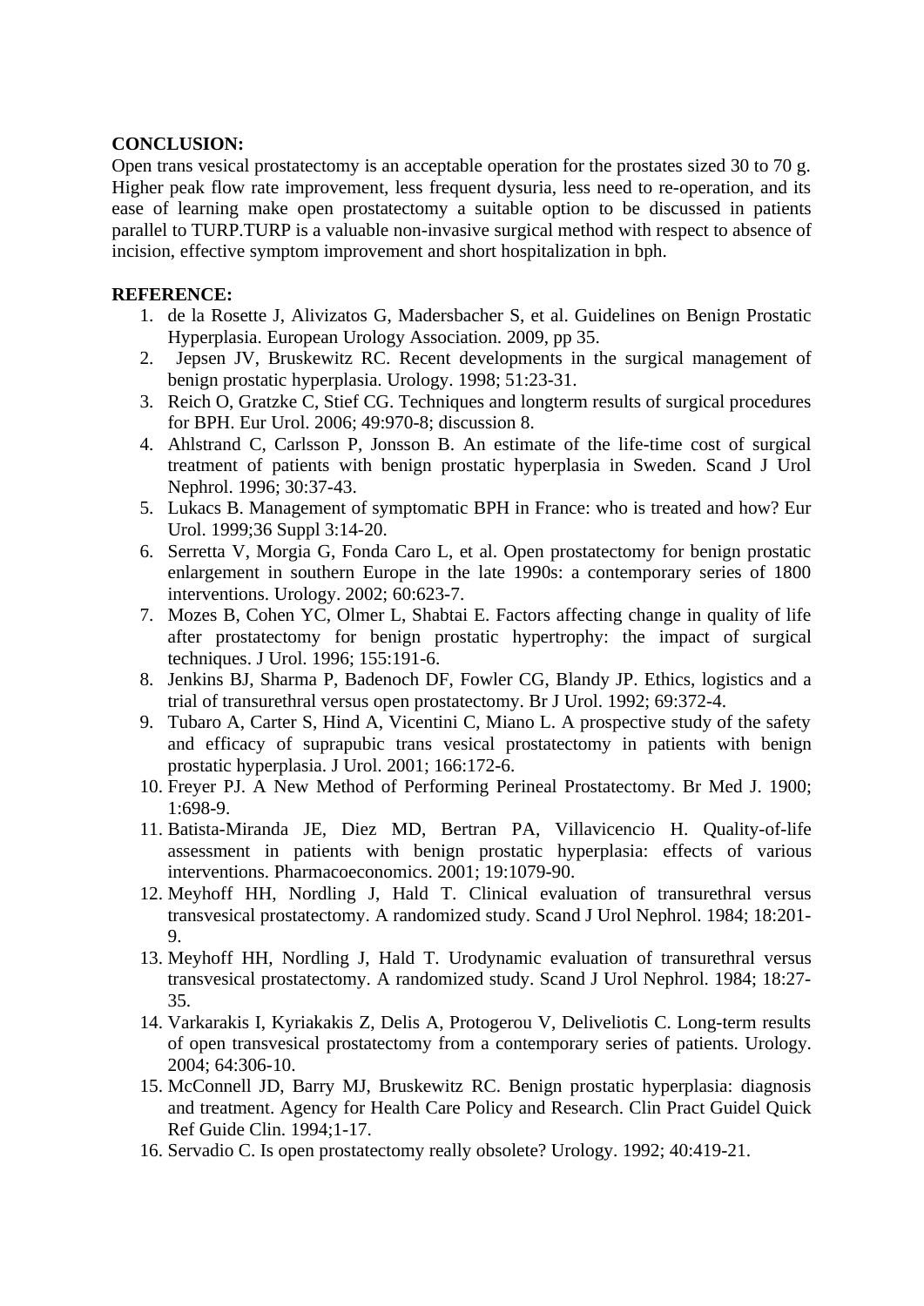**CONCLUSION:**

Open trans vesical prostatectomy is an acceptable operation for the prostates sized 30 to 70 g. Higher peak flow rate improvement, less frequent dysuria, less need to re-operation, and its ease of learning make open prostatectomy a suitable option to be discussed in patients parallel to TURP.TURP is a valuable non-invasive surgical method with respect to absence of incision, effective symptom improvement and short hospitalization in bph.

**REFERENCE:**

1. de la Rosette J, Alivizatos G, Madersbacher S, et al. Guidelines on Benign Prostatic Hyperplasia. European Urology Association. 2009, pp 35.
2. Jepsen JV, Bruskewitz RC. Recent developments in the surgical management of benign prostatic hyperplasia. Urology. 1998; 51:23-31.
3. Reich O, Gratzke C, Stief CG. Techniques and longterm results of surgical procedures for BPH. Eur Urol. 2006; 49:970-8; discussion 8.
4. Ahlstrand C, Carlsson P, Jonsson B. An estimate of the life-time cost of surgical treatment of patients with benign prostatic hyperplasia in Sweden. Scand J Urol Nephrol. 1996; 30:37-43.
5. Lukacs B. Management of symptomatic BPH in France: who is treated and how? Eur Urol. 1999;36 Suppl 3:14-20.
6. Serretta V, Morgia G, Fonda Caro L, et al. Open prostatectomy for benign prostatic enlargement in southern Europe in the late 1990s: a contemporary series of 1800 interventions. Urology. 2002; 60:623-7.
7. Mozes B, Cohen YC, Olmer L, Shabtai E. Factors affecting change in quality of life after prostatectomy for benign prostatic hypertrophy: the impact of surgical techniques. J Urol. 1996; 155:191-6.
8. Jenkins BJ, Sharma P, Badenoch DF, Fowler CG, Blandy JP. Ethics, logistics and a trial of transurethral versus open prostatectomy. Br J Urol. 1992; 69:372-4.
9. Tubaro A, Carter S, Hind A, Vicentini C, Miano L. A prospective study of the safety and efficacy of suprapubic trans vesical prostatectomy in patients with benign prostatic hyperplasia. J Urol. 2001; 166:172-6.
10. Freyer PJ. A New Method of Performing Perineal Prostatectomy. Br Med J. 1900; 1:698-9.
11. Batista-Miranda JE, Diez MD, Bertran PA, Villavicencio H. Quality-of-life assessment in patients with benign prostatic hyperplasia: effects of various interventions. Pharmacoeconomics. 2001; 19:1079-90.
12. Meyhoff HH, Nordling J, Hald T. Clinical evaluation of transurethral versus transvesical prostatectomy. A randomized study. Scand J Urol Nephrol. 1984; 18:201-9.
13. Meyhoff HH, Nordling J, Hald T. Urodynamic evaluation of transurethral versus transvesical prostatectomy. A randomized study. Scand J Urol Nephrol. 1984; 18:27-35.
14. Varkarakis I, Kyriakakis Z, Delis A, Protogerou V, Deliveliotis C. Long-term results of open transvesical prostatectomy from a contemporary series of patients. Urology. 2004; 64:306-10.
15. McConnell JD, Barry MJ, Bruskewitz RC. Benign prostatic hyperplasia: diagnosis and treatment. Agency for Health Care Policy and Research. Clin Pract Guidel Quick Ref Guide Clin. 1994;1-17.
16. Servadio C. Is open prostatectomy really obsolete? Urology. 1992; 40:419-21.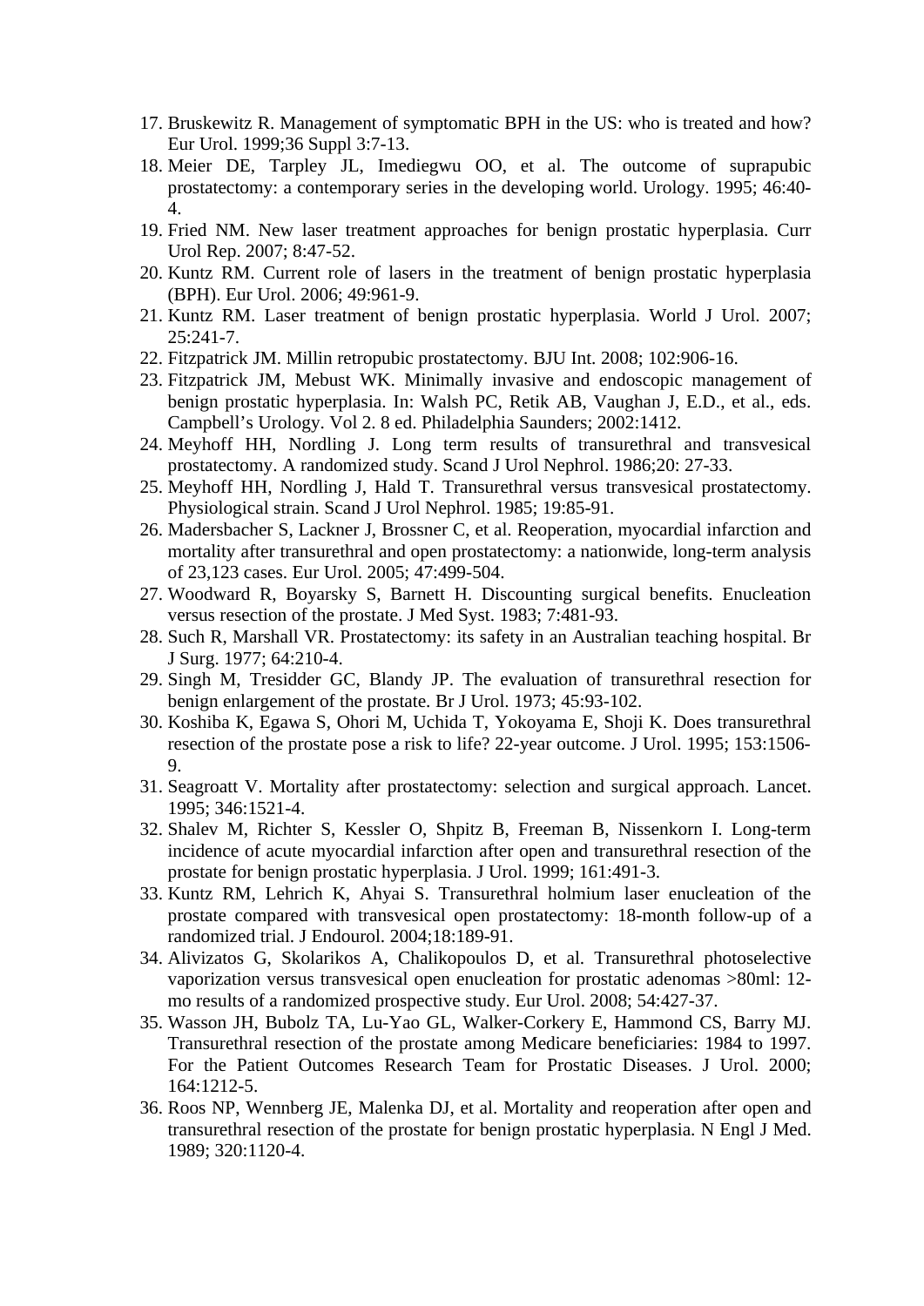17. Bruskewitz R. Management of symptomatic BPH in the US: who is treated and how? Eur Urol. 1999;36 Suppl 3:7-13.
18. Meier DE, Tarpley JL, Imediegwu OO, et al. The outcome of suprapubic prostatectomy: a contemporary series in the developing world. Urology. 1995; 46:40-4.
19. Fried NM. New laser treatment approaches for benign prostatic hyperplasia. Curr Urol Rep. 2007; 8:47-52.
20. Kuntz RM. Current role of lasers in the treatment of benign prostatic hyperplasia (BPH). Eur Urol. 2006; 49:961-9.
21. Kuntz RM. Laser treatment of benign prostatic hyperplasia. World J Urol. 2007; 25:241-7.
22. Fitzpatrick JM. Millin retropubic prostatectomy. BJU Int. 2008; 102:906-16.
23. Fitzpatrick JM, Mebust WK. Minimally invasive and endoscopic management of benign prostatic hyperplasia. In: Walsh PC, Retik AB, Vaughan J, E.D., et al., eds. Campbell's Urology. Vol 2. 8 ed. Philadelphia Saunders; 2002:1412.
24. Meyhoff HH, Nordling J. Long term results of transurethral and transvesical prostatectomy. A randomized study. Scand J Urol Nephrol. 1986;20: 27-33.
25. Meyhoff HH, Nordling J, Hald T. Transurethral versus transvesical prostatectomy. Physiological strain. Scand J Urol Nephrol. 1985; 19:85-91.
26. Madersbacher S, Lackner J, Brossner C, et al. Reoperation, myocardial infarction and mortality after transurethral and open prostatectomy: a nationwide, long-term analysis of 23,123 cases. Eur Urol. 2005; 47:499-504.
27. Woodward R, Boyarsky S, Barnett H. Discounting surgical benefits. Enucleation versus resection of the prostate. J Med Syst. 1983; 7:481-93.
28. Such R, Marshall VR. Prostatectomy: its safety in an Australian teaching hospital. Br J Surg. 1977; 64:210-4.
29. Singh M, Tresidder GC, Blandy JP. The evaluation of transurethral resection for benign enlargement of the prostate. Br J Urol. 1973; 45:93-102.
30. Koshiba K, Egawa S, Ohori M, Uchida T, Yokoyama E, Shoji K. Does transurethral resection of the prostate pose a risk to life? 22-year outcome. J Urol. 1995; 153:1506-9.
31. Seagroatt V. Mortality after prostatectomy: selection and surgical approach. Lancet. 1995; 346:1521-4.
32. Shalev M, Richter S, Kessler O, Shpitz B, Freeman B, Nissenkorn I. Long-term incidence of acute myocardial infarction after open and transurethral resection of the prostate for benign prostatic hyperplasia. J Urol. 1999; 161:491-3.
33. Kuntz RM, Lehrich K, Ahyai S. Transurethral holmium laser enucleation of the prostate compared with transvesical open prostatectomy: 18-month follow-up of a randomized trial. J Endourol. 2004;18:189-91.
34. Alivizatos G, Skolarikos A, Chalikopoulos D, et al. Transurethral photoselective vaporization versus transvesical open enucleation for prostatic adenomas >80ml: 12-mo results of a randomized prospective study. Eur Urol. 2008; 54:427-37.
35. Wasson JH, Bubolz TA, Lu-Yao GL, Walker-Corkery E, Hammond CS, Barry MJ. Transurethral resection of the prostate among Medicare beneficiaries: 1984 to 1997. For the Patient Outcomes Research Team for Prostatic Diseases. J Urol. 2000; 164:1212-5.
36. Roos NP, Wennberg JE, Malenka DJ, et al. Mortality and reoperation after open and transurethral resection of the prostate for benign prostatic hyperplasia. N Engl J Med. 1989; 320:1120-4.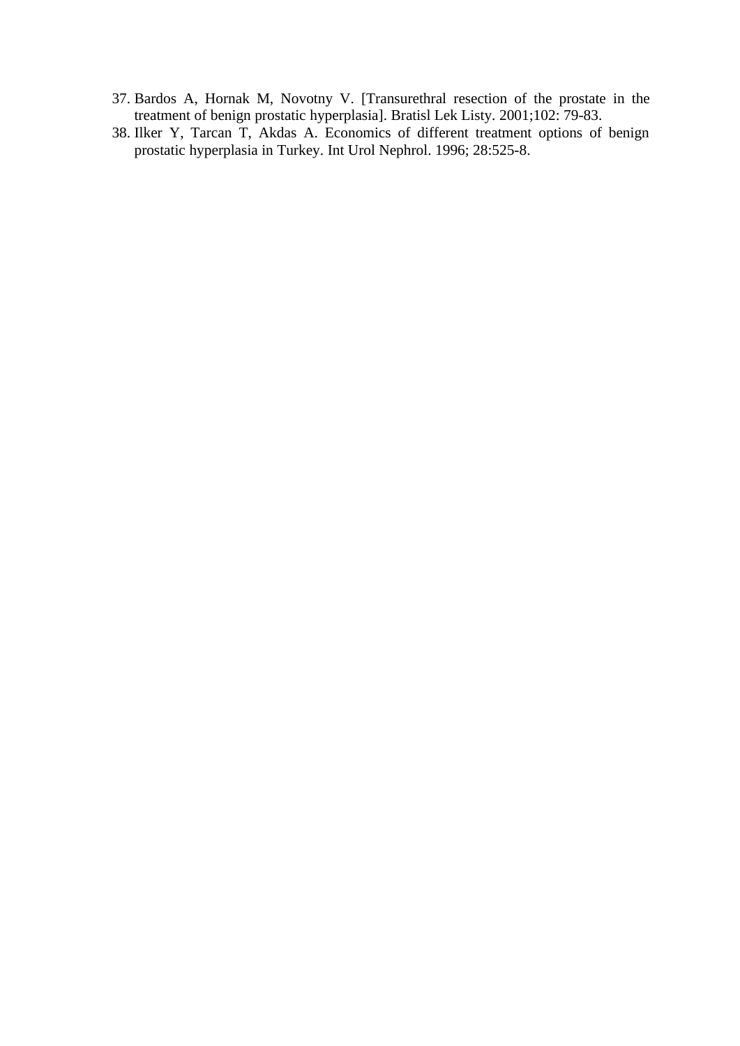37. Bardos A, Hornak M, Novotny V. [Transurethral resection of the prostate in the treatment of benign prostatic hyperplasia]. Bratisl Lek Listy. 2001;102: 79-83.
38. Ilker Y, Tarcan T, Akdas A. Economics of different treatment options of benign prostatic hyperplasia in Turkey. Int Urol Nephrol. 1996; 28:525-8.